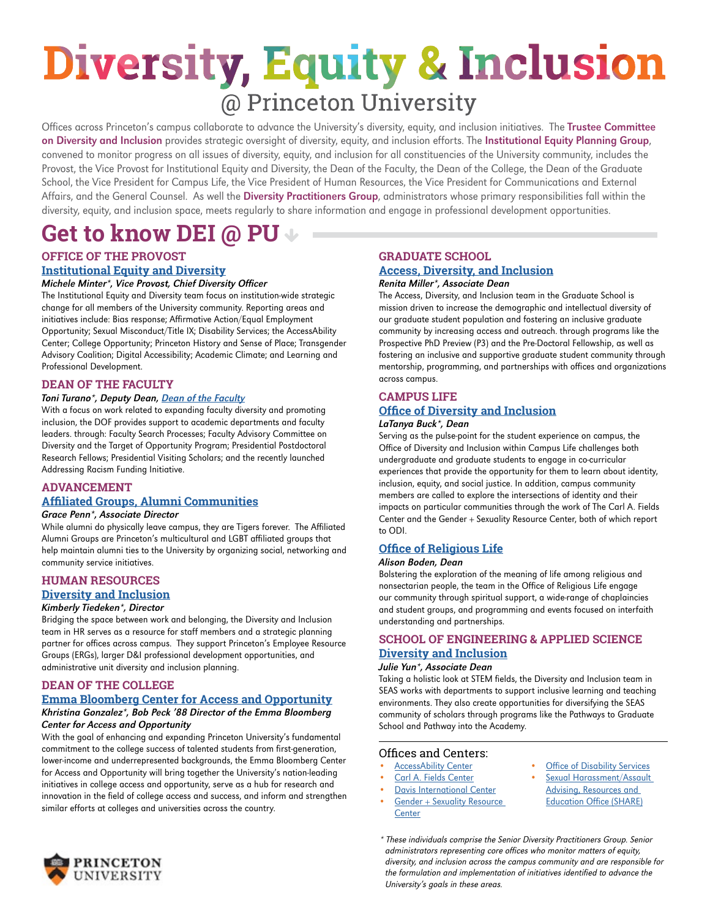# Diversity, Equity & Inclusion

## @ Princeton University

Offices across Princeton's campus collaborate to advance the University's diversity, equity, and inclusion initiatives. The **Trustee Committee on Diversity and Inclusion** provides strategic oversight of diversity, equity, and inclusion efforts. The **Institutional Equity Planning Group**, convened to monitor progress on all issues of diversity, equity, and inclusion for all constituencies of the University community, includes the Provost, the Vice Provost for Institutional Equity and Diversity, the Dean of the Faculty, the Dean of the College, the Dean of the Graduate School, the Vice President for Campus Life, the Vice President of Human Resources, the Vice President for Communications and External Affairs, and the General Counsel. As well the **Diversity Practitioners Group**, administrators whose primary responsibilities fall within the diversity, equity, and inclusion space, meets regularly to share information and engage in professional development opportunities.

## Get to know DEI @ PU

### OFFICE OF THE PROVOST

#### Institutional Equity and Diversity

***Michele Minter*, Vice Provost, Chief Diversity Officer***

The Institutional Equity and Diversity team focus on institution-wide strategic change for all members of the University community. Reporting areas and initiatives include: Bias response; Affirmative Action/Equal Employment Opportunity; Sexual Misconduct/Title IX; Disability Services; the AccessAbility Center; College Opportunity; Princeton History and Sense of Place; Transgender Advisory Coalition; Digital Accessibility; Academic Climate; and Learning and Professional Development.

### DEAN OF THE FACULTY

***Toni Turano*, Deputy Dean, Dean of the Faculty***

With a focus on work related to expanding faculty diversity and promoting inclusion, the DOF provides support to academic departments and faculty leaders. through: Faculty Search Processes; Faculty Advisory Committee on Diversity and the Target of Opportunity Program; Presidential Postdoctoral Research Fellows; Presidential Visiting Scholars; and the recently launched Addressing Racism Funding Initiative.

### ADVANCEMENT

#### Affiliated Groups, Alumni Communities

***Grace Penn*, Associate Director***

While alumni do physically leave campus, they are Tigers forever. The Affiliated Alumni Groups are Princeton's multicultural and LGBT affiliated groups that help maintain alumni ties to the University by organizing social, networking and community service initiatives.

### HUMAN RESOURCES

#### Diversity and Inclusion

***Kimberly Tiedeken*, Director***

Bridging the space between work and belonging, the Diversity and Inclusion team in HR serves as a resource for staff members and a strategic planning partner for offices across campus. They support Princeton's Employee Resource Groups (ERGs), larger D&I professional development opportunities, and administrative unit diversity and inclusion planning.

### DEAN OF THE COLLEGE

#### Emma Bloomberg Center for Access and Opportunity

***Khristina Gonzalez*, Bob Peck '88 Director of the Emma Bloomberg Center for Access and Opportunity***

With the goal of enhancing and expanding Princeton University's fundamental commitment to the college success of talented students from first-generation, lower-income and underrepresented backgrounds, the Emma Bloomberg Center for Access and Opportunity will bring together the University's nation-leading initiatives in college access and opportunity, serve as a hub for research and innovation in the field of college access and success, and inform and strengthen similar efforts at colleges and universities across the country.

### GRADUATE SCHOOL

#### Access, Diversity, and Inclusion

***Renita Miller*, Associate Dean***

The Access, Diversity, and Inclusion team in the Graduate School is mission driven to increase the demographic and intellectual diversity of our graduate student population and fostering an inclusive graduate community by increasing access and outreach. through programs like the Prospective PhD Preview (P3) and the Pre-Doctoral Fellowship, as well as fostering an inclusive and supportive graduate student community through mentorship, programming, and partnerships with offices and organizations across campus.

### CAMPUS LIFE

#### Office of Diversity and Inclusion

***LaTanya Buck*, Dean***

Serving as the pulse-point for the student experience on campus, the Office of Diversity and Inclusion within Campus Life challenges both undergraduate and graduate students to engage in co-curricular experiences that provide the opportunity for them to learn about identity, inclusion, equity, and social justice. In addition, campus community members are called to explore the intersections of identity and their impacts on particular communities through the work of The Carl A. Fields Center and the Gender + Sexuality Resource Center, both of which report to ODI.

#### Office of Religious Life

***Alison Boden, Dean***

Bolstering the exploration of the meaning of life among religious and nonsectarian people, the team in the Office of Religious Life engage our community through spiritual support, a wide-range of chaplaincies and student groups, and programming and events focused on interfaith understanding and partnerships.

### SCHOOL OF ENGINEERING & APPLIED SCIENCE

#### Diversity and Inclusion

***Julie Yun*, Associate Dean***

Taking a holistic look at STEM fields, the Diversity and Inclusion team in SEAS works with departments to support inclusive learning and teaching environments. They also create opportunities for diversifying the SEAS community of scholars through programs like the Pathways to Graduate School and Pathway into the Academy.

### Offices and Centers:

- AccessAbility Center
- Carl A. Fields Center
- Davis International Center
- Gender + Sexuality Resource Center
- Office of Disability Services
- Sexual Harassment/Assault Advising, Resources and Education Office (SHARE)

*\* These individuals comprise the Senior Diversity Practitioners Group. Senior administrators representing core offices who monitor matters of equity, diversity, and inclusion across the campus community and are responsible for the formulation and implementation of initiatives identified to advance the University's goals in these areas.*

PRINCETON UNIVERSITY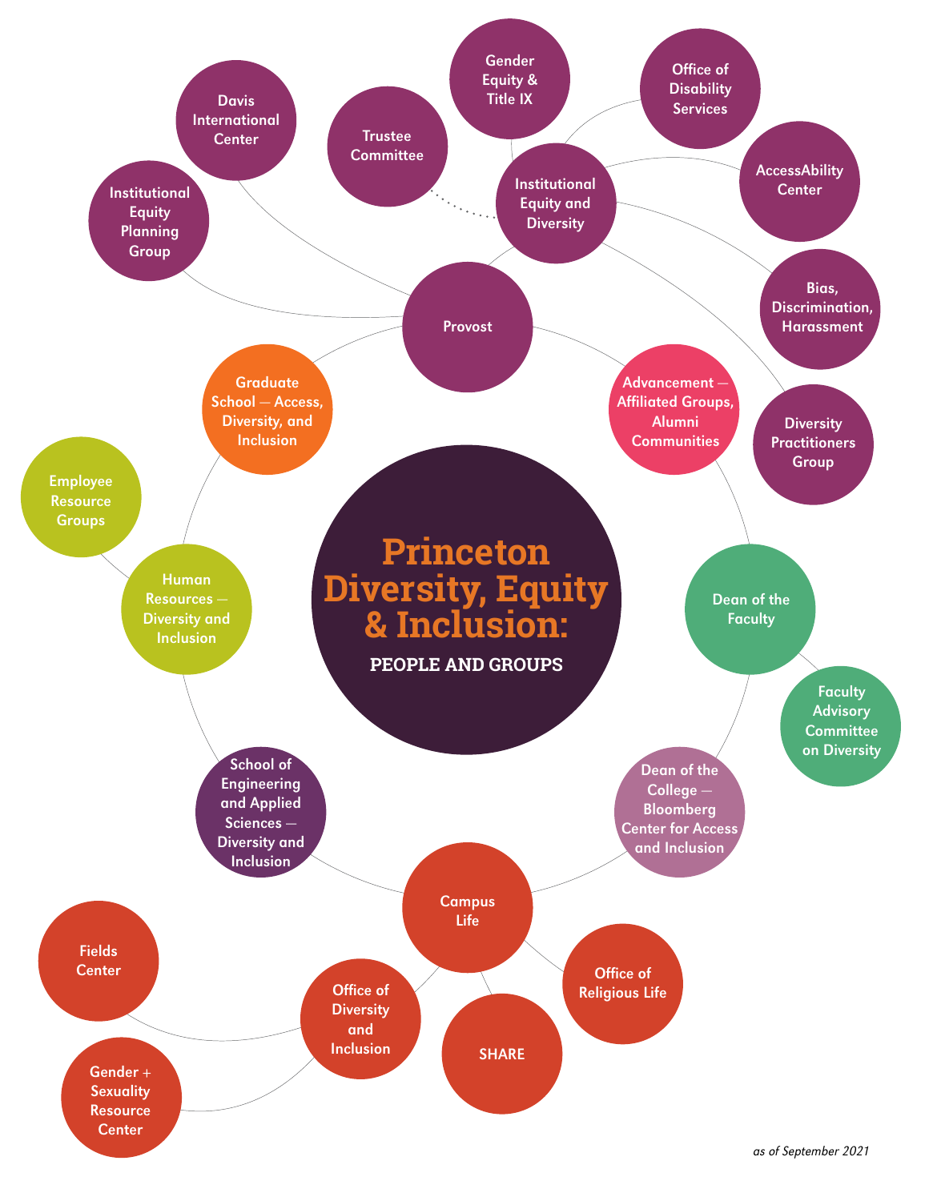# Princeton Diversity, Equity & Inclusion:

## PEOPLE AND GROUPS

- Provost
  - Davis International Center
  - Institutional Equity Planning Group
  - Trustee Committee
  - Institutional Equity and Diversity
    - Gender Equity & Title IX
    - Office of Disability Services
    - AccessAbility Center
    - Bias, Discrimination, Harassment
    - Diversity Practitioners Group
- Advancement — Affiliated Groups, Alumni Communities
- Dean of the Faculty
  - Faculty Advisory Committee on Diversity
- Dean of the College — Bloomberg Center for Access and Inclusion
- Campus Life
  - Office of Religious Life
  - SHARE
  - Office of Diversity and Inclusion
    - Fields Center
    - Gender + Sexuality Resource Center
- School of Engineering and Applied Sciences — Diversity and Inclusion
- Human Resources — Diversity and Inclusion
  - Employee Resource Groups
- Graduate School — Access, Diversity, and Inclusion

*as of September 2021*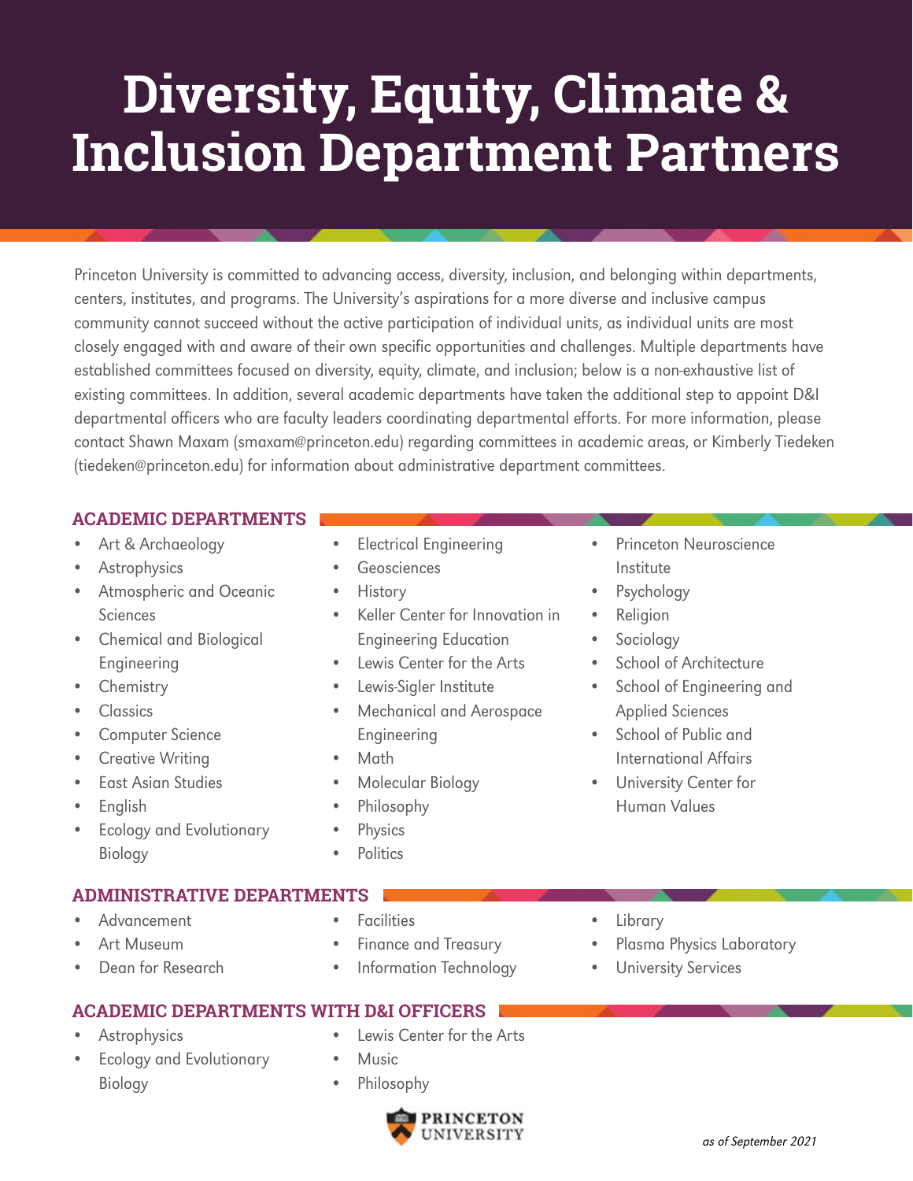# Diversity, Equity, Climate & Inclusion Department Partners

Princeton University is committed to advancing access, diversity, inclusion, and belonging within departments, centers, institutes, and programs. The University's aspirations for a more diverse and inclusive campus community cannot succeed without the active participation of individual units, as individual units are most closely engaged with and aware of their own specific opportunities and challenges. Multiple departments have established committees focused on diversity, equity, climate, and inclusion; below is a non-exhaustive list of existing committees. In addition, several academic departments have taken the additional step to appoint D&I departmental officers who are faculty leaders coordinating departmental efforts. For more information, please contact Shawn Maxam (smaxam@princeton.edu) regarding committees in academic areas, or Kimberly Tiedeken (tiedeken@princeton.edu) for information about administrative department committees.

## ACADEMIC DEPARTMENTS

- Art & Archaeology
- Astrophysics
- Atmospheric and Oceanic Sciences
- Chemical and Biological Engineering
- Chemistry
- Classics
- Computer Science
- Creative Writing
- East Asian Studies
- English
- Ecology and Evolutionary Biology
- Electrical Engineering
- Geosciences
- History
- Keller Center for Innovation in Engineering Education
- Lewis Center for the Arts
- Lewis-Sigler Institute
- Mechanical and Aerospace Engineering
- Math
- Molecular Biology
- Philosophy
- Physics
- Politics
- Princeton Neuroscience Institute
- Psychology
- Religion
- Sociology
- School of Architecture
- School of Engineering and Applied Sciences
- School of Public and International Affairs
- University Center for Human Values

## ADMINISTRATIVE DEPARTMENTS

- Advancement
- Art Museum
- Dean for Research
- Facilities
- Finance and Treasury
- Information Technology
- Library
- Plasma Physics Laboratory
- University Services

## ACADEMIC DEPARTMENTS WITH D&I OFFICERS

- Astrophysics
- Ecology and Evolutionary Biology
- Lewis Center for the Arts
- Music
- Philosophy

PRINCETON UNIVERSITY

*as of September 2021*